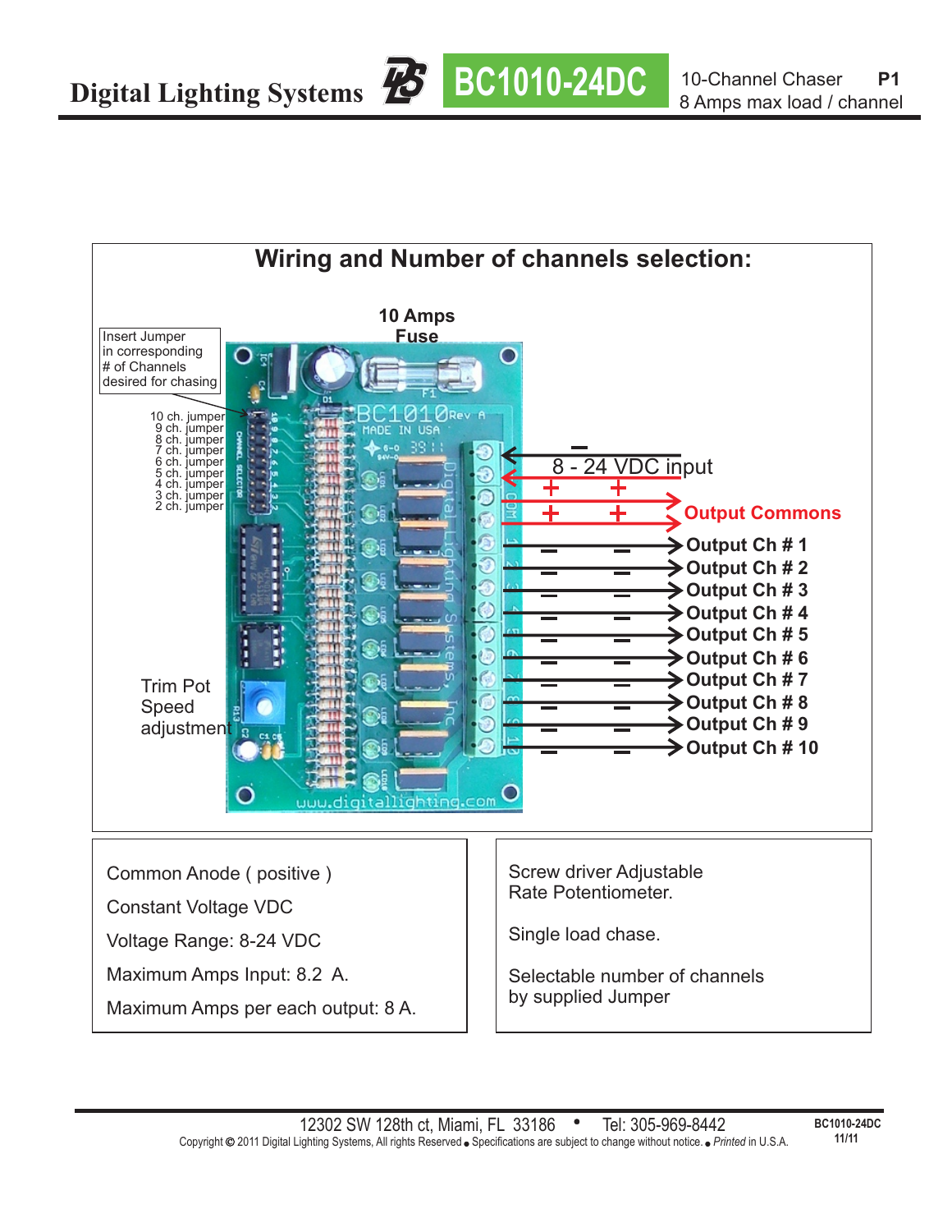# Digital Lighting Systems — BC1010-24DC

10-Channel Chaser
8 Amps max load / channel

## Wiring and Number of channels selection:

10 Amps Fuse

Insert Jumper in corresponding # of Channels desired for chasing

10 ch. jumper
9 ch. jumper
8 ch. jumper
7 ch. jumper
6 ch. jumper
5 ch. jumper
4 ch. jumper
3 ch. jumper
2 ch. jumper

Trim Pot Speed adjustment

8 - 24 VDC input

Output Commons

Output Ch # 1
Output Ch # 2
Output Ch # 3
Output Ch # 4
Output Ch # 5
Output Ch # 6
Output Ch # 7
Output Ch # 8
Output Ch # 9
Output Ch # 10

Common Anode ( positive )

Constant Voltage VDC

Voltage Range: 8-24 VDC

Maximum Amps Input: 8.2 A.

Maximum Amps per each output: 8 A.

Screw driver Adjustable Rate Potentiometer.

Single load chase.

Selectable number of channels by supplied Jumper

12302 SW 128th ct, Miami, FL 33186 • Tel: 305-969-8442

Copyright © 2011 Digital Lighting Systems, All rights Reserved ● Specifications are subject to change without notice. ● *Printed* in U.S.A.

BC1010-24DC 11/11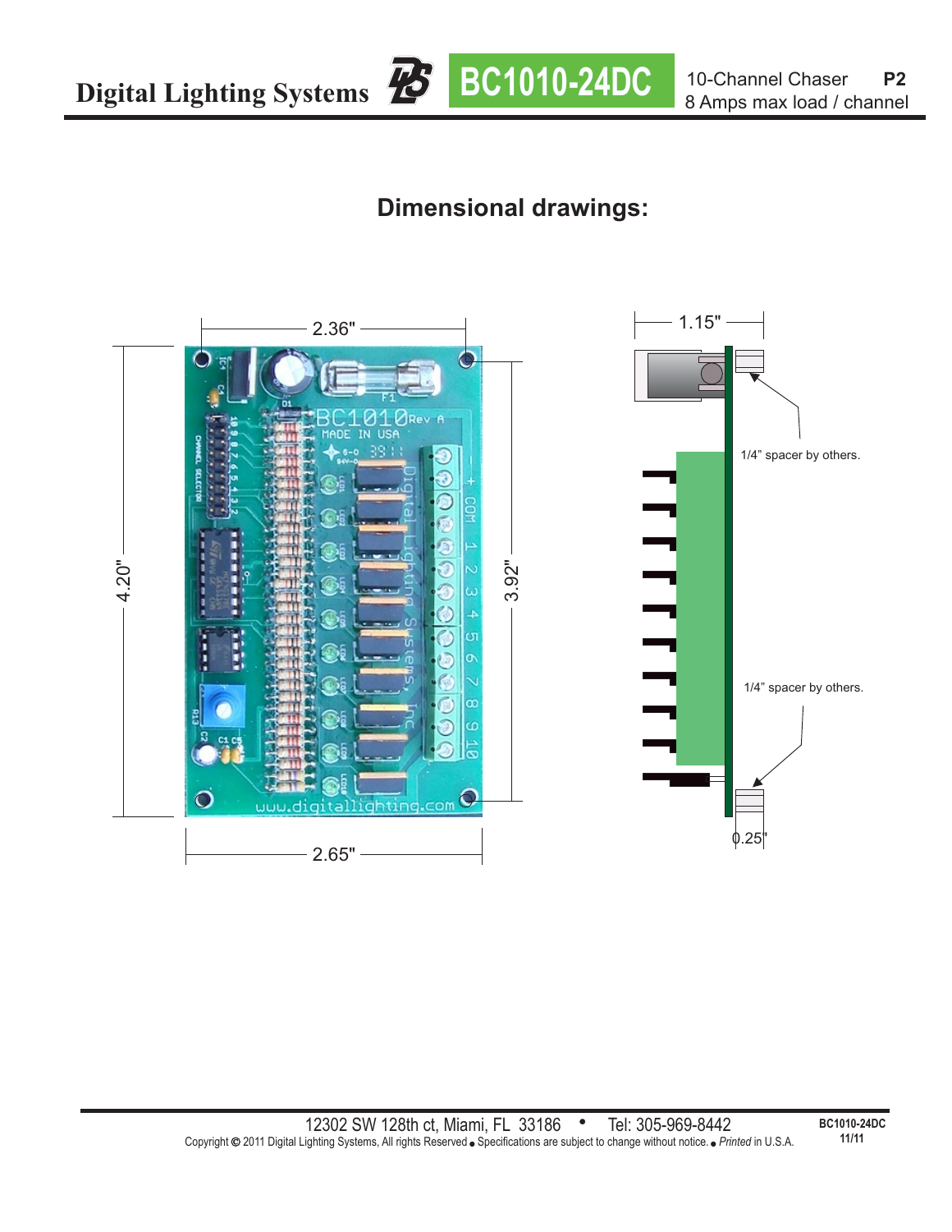## Dimensional drawings:

2.36"

4.20"

3.92"

2.65"

1.15"

1/4" spacer by others.

1/4" spacer by others.

0.25"